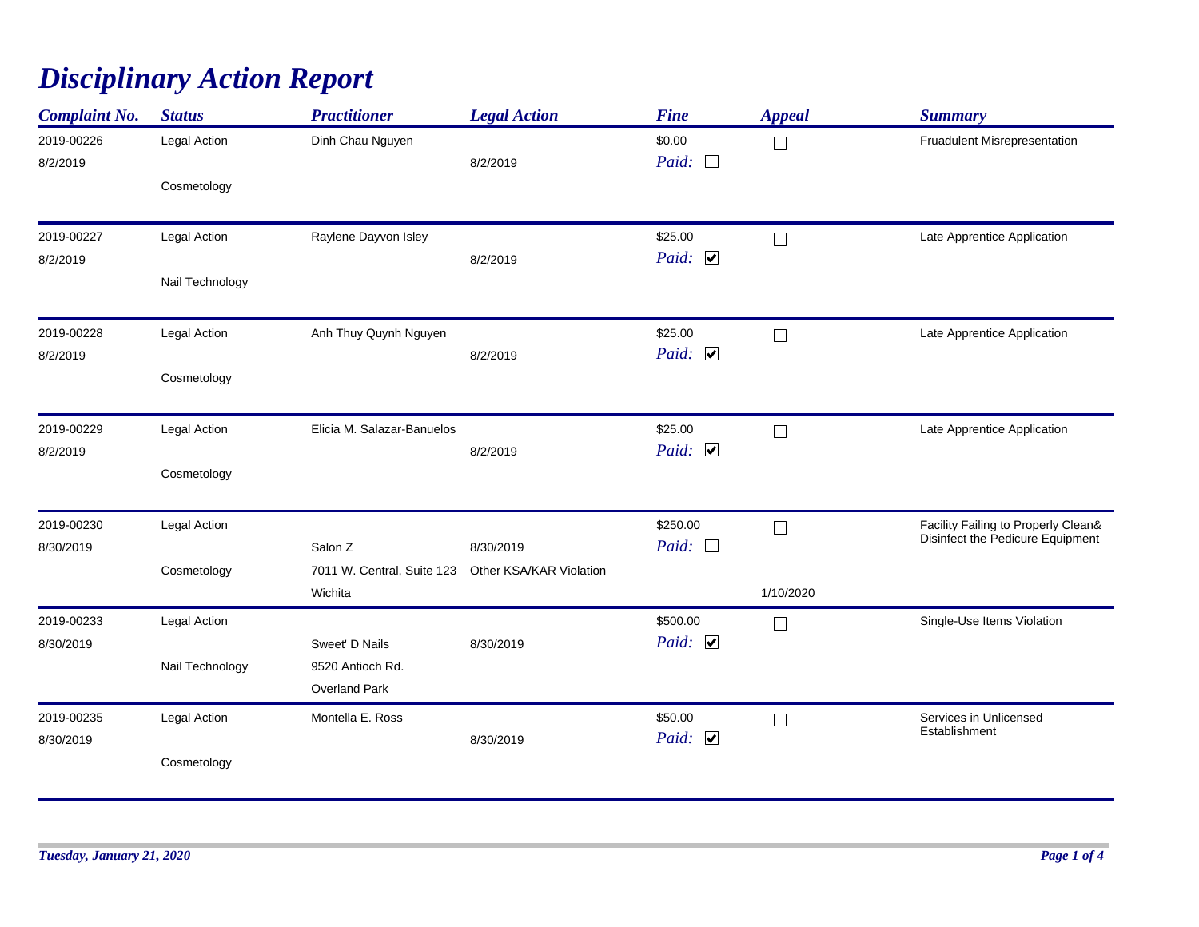# Disciplinary Action Report

| Complaint No. | Status | Practitioner | Legal Action | Fine | Appeal | Summary |
|---|---|---|---|---|---|---|
| 2019-00226<br>8/2/2019 | Legal Action<br>Cosmetology | Dinh Chau Nguyen | 8/2/2019 | $0.00<br>Paid: ☐ | ☐ | Fruadulent Misrepresentation |
| 2019-00227<br>8/2/2019 | Legal Action<br>Nail Technology | Raylene Dayvon Isley | 8/2/2019 | $25.00<br>Paid: ☑ | ☐ | Late Apprentice Application |
| 2019-00228<br>8/2/2019 | Legal Action<br>Cosmetology | Anh Thuy Quynh Nguyen | 8/2/2019 | $25.00<br>Paid: ☑ | ☐ | Late Apprentice Application |
| 2019-00229<br>8/2/2019 | Legal Action<br>Cosmetology | Elicia M. Salazar-Banuelos | 8/2/2019 | $25.00<br>Paid: ☑ | ☐ | Late Apprentice Application |
| 2019-00230<br>8/30/2019 | Legal Action<br>Cosmetology | Salon Z<br>7011 W. Central, Suite 123<br>Wichita | 8/30/2019<br>Other KSA/KAR Violation | $250.00<br>Paid: ☐ | ☐<br>1/10/2020 | Facility Failing to Properly Clean& Disinfect the Pedicure Equipment |
| 2019-00233<br>8/30/2019 | Legal Action<br>Nail Technology | Sweet' D Nails<br>9520 Antioch Rd.<br>Overland Park | 8/30/2019 | $500.00<br>Paid: ☑ | ☐ | Single-Use Items Violation |
| 2019-00235<br>8/30/2019 | Legal Action<br>Cosmetology | Montella E. Ross | 8/30/2019 | $50.00<br>Paid: ☑ | ☐ | Services in Unlicensed Establishment |

*Tuesday, January 21, 2020*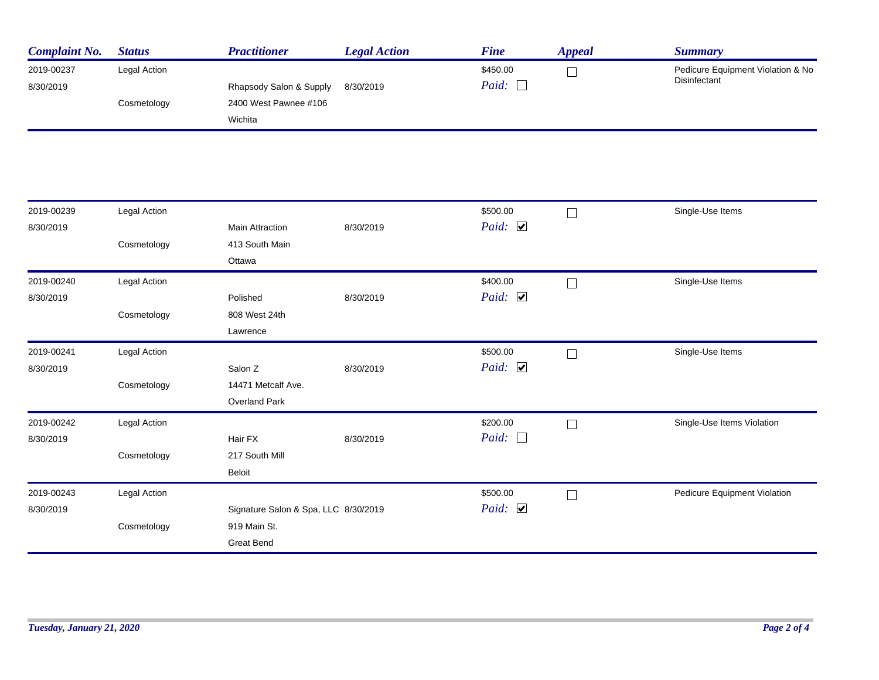| Complaint No. | Status | Practitioner | Legal Action | Fine | Appeal | Summary |
|---|---|---|---|---|---|---|
| 2019-00237<br>8/30/2019 | Legal Action<br>Cosmetology | Rhapsody Salon & Supply<br>2400 West Pawnee #106<br>Wichita | 8/30/2019 | $450.00<br>Paid: ☐ | ☐ | Pedicure Equipment Violation & No Disinfectant |
| 2019-00239<br>8/30/2019 | Legal Action<br>Cosmetology | Main Attraction<br>413 South Main<br>Ottawa | 8/30/2019 | $500.00<br>Paid: ☑ | ☐ | Single-Use Items |
| 2019-00240<br>8/30/2019 | Legal Action<br>Cosmetology | Polished<br>808 West 24th<br>Lawrence | 8/30/2019 | $400.00<br>Paid: ☑ | ☐ | Single-Use Items |
| 2019-00241<br>8/30/2019 | Legal Action<br>Cosmetology | Salon Z<br>14471 Metcalf Ave.<br>Overland Park | 8/30/2019 | $500.00<br>Paid: ☑ | ☐ | Single-Use Items |
| 2019-00242<br>8/30/2019 | Legal Action<br>Cosmetology | Hair FX<br>217 South Mill<br>Beloit | 8/30/2019 | $200.00<br>Paid: ☐ | ☐ | Single-Use Items Violation |
| 2019-00243<br>8/30/2019 | Legal Action<br>Cosmetology | Signature Salon & Spa, LLC<br>919 Main St.<br>Great Bend | 8/30/2019 | $500.00<br>Paid: ☑ | ☐ | Pedicure Equipment Violation |

*Tuesday, January 21, 2020*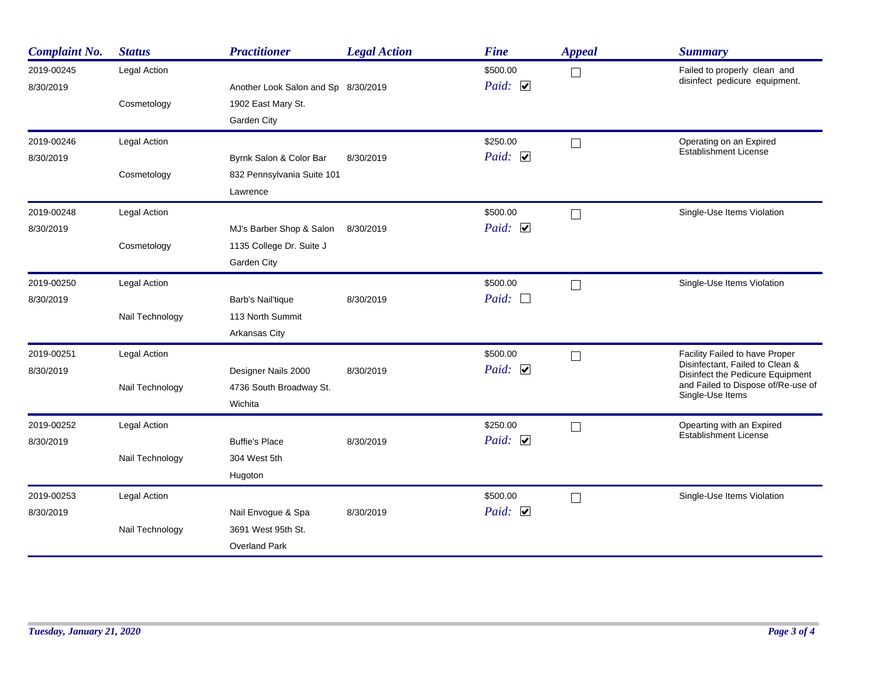| Complaint No. | Status | Practitioner | Legal Action | Fine | Appeal | Summary |
|---|---|---|---|---|---|---|
| 2019-00245<br>8/30/2019 | Legal Action<br>Cosmetology | Another Look Salon and Sp<br>1902 East Mary St.<br>Garden City | 8/30/2019 | $500.00<br>Paid: ☑ | ☐ | Failed to properly clean and disinfect pedicure equipment. |
| 2019-00246<br>8/30/2019 | Legal Action<br>Cosmetology | Byrnk Salon & Color Bar<br>832 Pennsylvania Suite 101<br>Lawrence | 8/30/2019 | $250.00<br>Paid: ☑ | ☐ | Operating on an Expired Establishment License |
| 2019-00248<br>8/30/2019 | Legal Action<br>Cosmetology | MJ's Barber Shop & Salon<br>1135 College Dr. Suite J<br>Garden City | 8/30/2019 | $500.00<br>Paid: ☑ | ☐ | Single-Use Items Violation |
| 2019-00250<br>8/30/2019 | Legal Action<br>Nail Technology | Barb's Nail'tique<br>113 North Summit<br>Arkansas City | 8/30/2019 | $500.00<br>Paid: ☐ | ☐ | Single-Use Items Violation |
| 2019-00251<br>8/30/2019 | Legal Action<br>Nail Technology | Designer Nails 2000<br>4736 South Broadway St.<br>Wichita | 8/30/2019 | $500.00<br>Paid: ☑ | ☐ | Facility Failed to have Proper Disinfectant, Failed to Clean & Disinfect the Pedicure Equipment and Failed to Dispose of/Re-use of Single-Use Items |
| 2019-00252<br>8/30/2019 | Legal Action<br>Nail Technology | Buffie's Place<br>304 West 5th<br>Hugoton | 8/30/2019 | $250.00<br>Paid: ☑ | ☐ | Opearting with an Expired Establishment License |
| 2019-00253<br>8/30/2019 | Legal Action<br>Nail Technology | Nail Envogue & Spa<br>3691 West 95th St.<br>Overland Park | 8/30/2019 | $500.00<br>Paid: ☑ | ☐ | Single-Use Items Violation |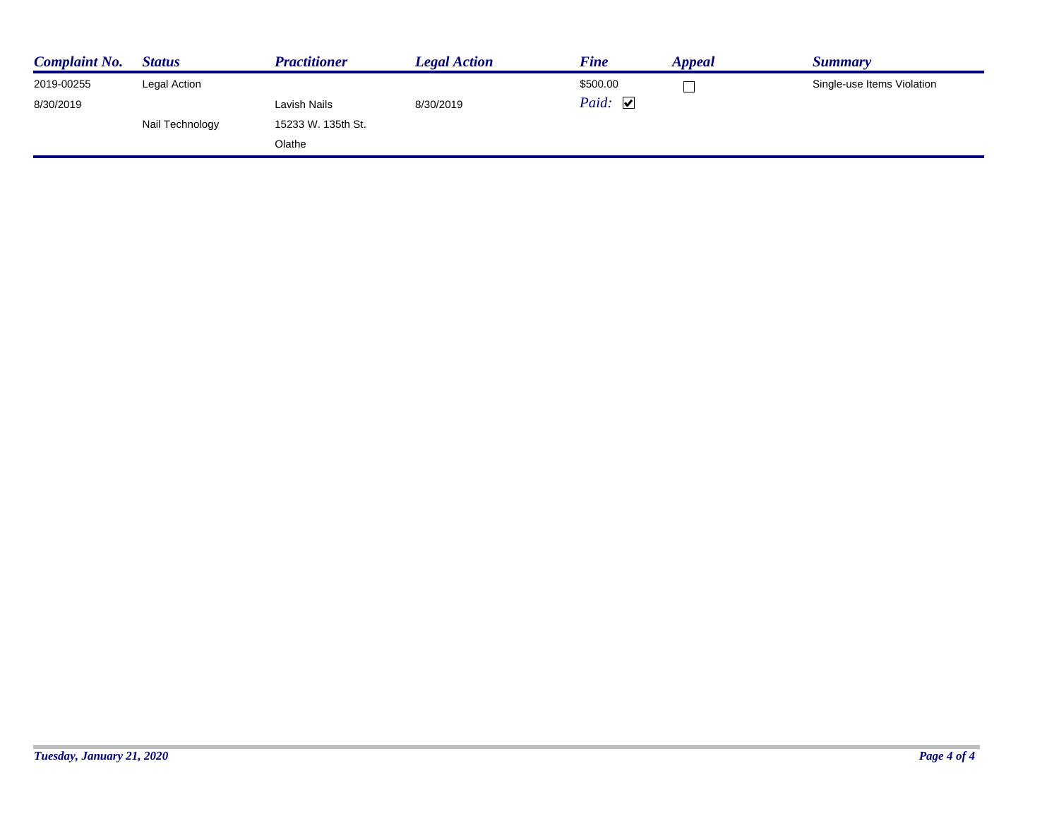| Complaint No. | Status | Practitioner | Legal Action | Fine | Appeal | Summary |
| --- | --- | --- | --- | --- | --- | --- |
| 2019-00255<br>8/30/2019 | Legal Action<br><br>Nail Technology | Lavish Nails<br>15233 W. 135th St.<br>Olathe | 8/30/2019 | $500.00<br>Paid: ☑ | ☐ | Single-use Items Violation |